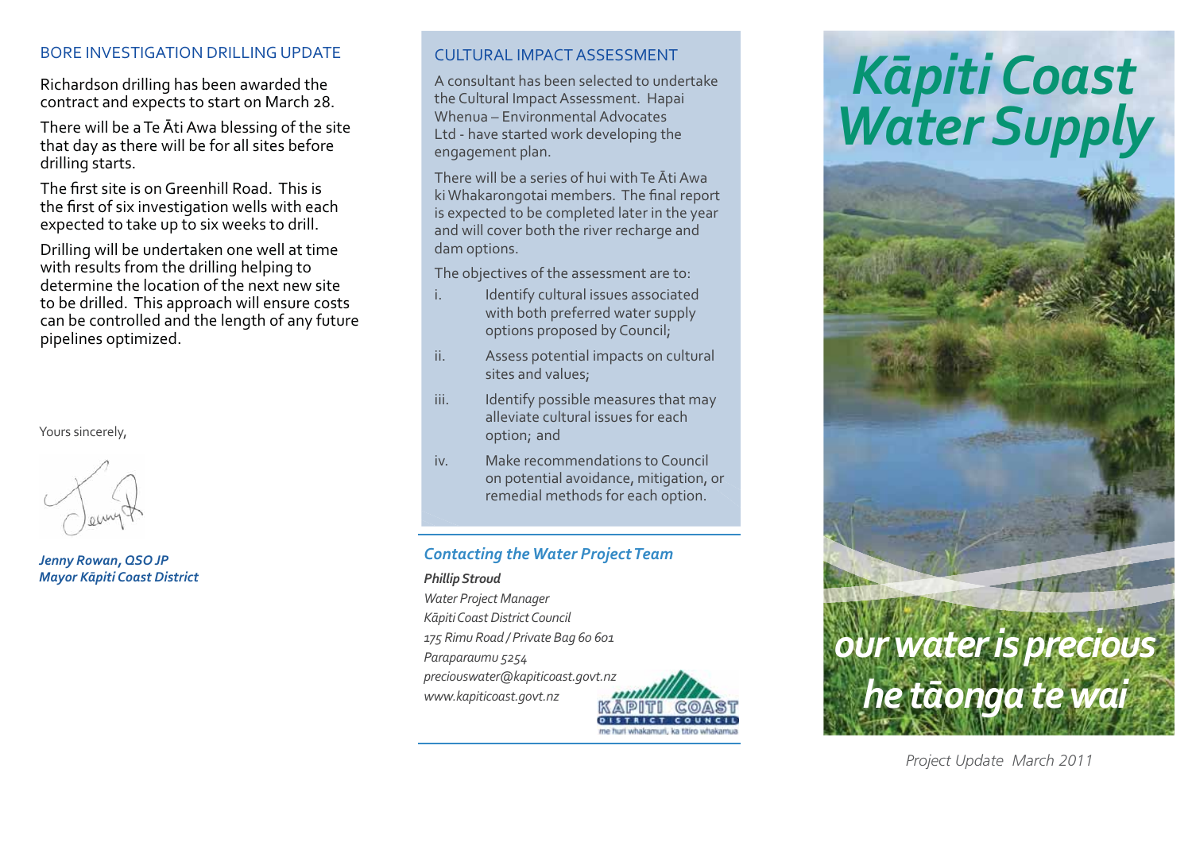## BORE INVESTIGATION DRILLING UPDATE

Richardson drilling has been awarded the contract and expects to start on March 28.

There will be a Te Āti Awa blessing of the site that day as there will be for all sites before drilling starts.

The first site is on Greenhill Road. This is the first of six investigation wells with each expected to take up to six weeks to drill.

Drilling will be undertaken one well at time with results from the drilling helping to determine the location of the next new site to be drilled. This approach will ensure costs can be controlled and the length of any future pipelines optimized.

Yours sincerely,

***Jenny Rowan, QSO JP***
***Mayor Kāpiti Coast District***

## CULTURAL IMPACT ASSESSMENT

A consultant has been selected to undertake the Cultural Impact Assessment. Hapai Whenua – Environmental Advocates Ltd - have started work developing the engagement plan.

There will be a series of hui with Te Āti Awa ki Whakarongotai members. The final report is expected to be completed later in the year and will cover both the river recharge and dam options.

The objectives of the assessment are to:

i. Identify cultural issues associated with both preferred water supply options proposed by Council;

ii. Assess potential impacts on cultural sites and values;

iii. Identify possible measures that may alleviate cultural issues for each option; and

iv. Make recommendations to Council on potential avoidance, mitigation, or remedial methods for each option.

### *Contacting the Water Project Team*

***Phillip Stroud***
*Water Project Manager*
*Kāpiti Coast District Council*
*175 Rimu Road / Private Bag 60 601*
*Paraparaumu 5254*
*preciouswater@kapiticoast.govt.nz*
*www.kapiticoast.govt.nz*

KĀPITI COAST DISTRICT COUNCIL
me huri whakamuri, ka titiro whakamua

# *Kāpiti Coast Water Supply*

***our water is precious***
***he tāonga te wai***

*Project Update March 2011*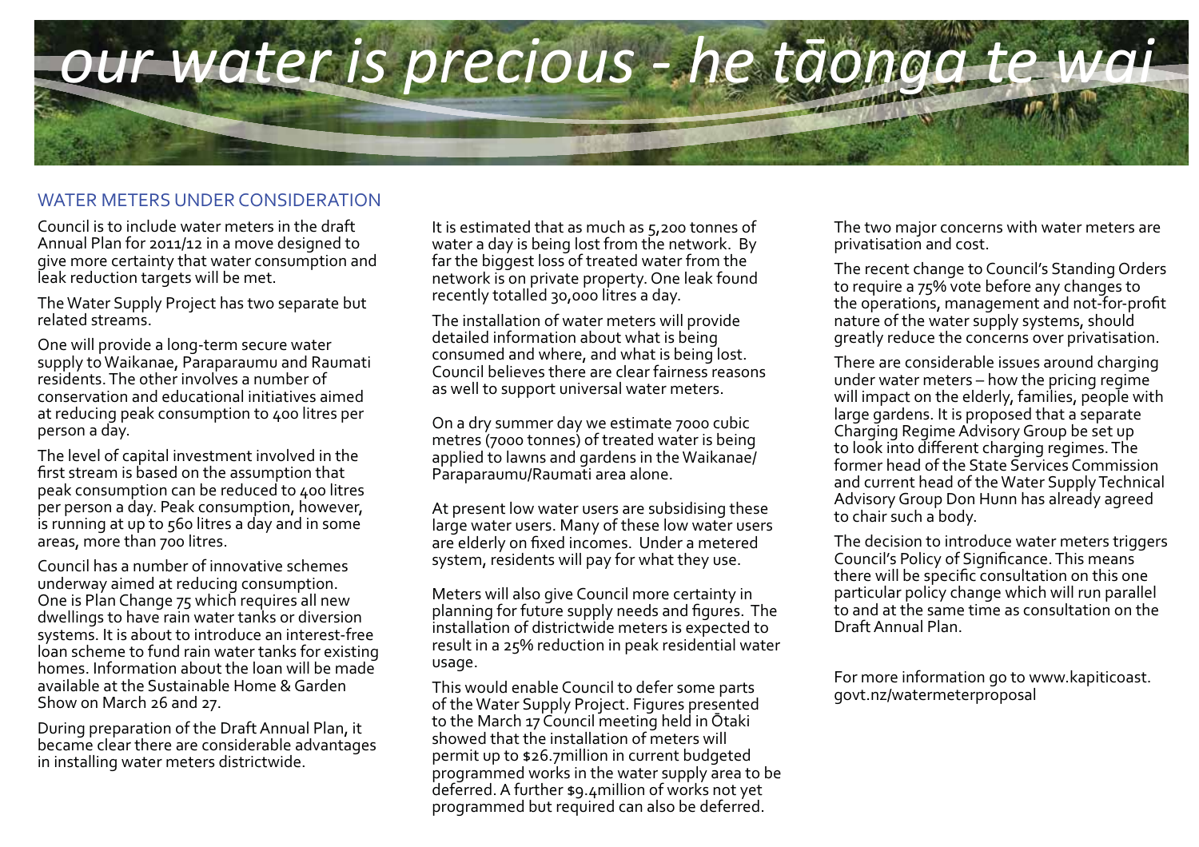# our water is precious - he tāonga te wai

## WATER METERS UNDER CONSIDERATION

Council is to include water meters in the draft Annual Plan for 2011/12 in a move designed to give more certainty that water consumption and leak reduction targets will be met.

The Water Supply Project has two separate but related streams.

One will provide a long-term secure water supply to Waikanae, Paraparaumu and Raumati residents. The other involves a number of conservation and educational initiatives aimed at reducing peak consumption to 400 litres per person a day.

The level of capital investment involved in the first stream is based on the assumption that peak consumption can be reduced to 400 litres per person a day. Peak consumption, however, is running at up to 560 litres a day and in some areas, more than 700 litres.

Council has a number of innovative schemes underway aimed at reducing consumption. One is Plan Change 75 which requires all new dwellings to have rain water tanks or diversion systems. It is about to introduce an interest-free loan scheme to fund rain water tanks for existing homes. Information about the loan will be made available at the Sustainable Home & Garden Show on March 26 and 27.

During preparation of the Draft Annual Plan, it became clear there are considerable advantages in installing water meters districtwide.

It is estimated that as much as 5,200 tonnes of water a day is being lost from the network. By far the biggest loss of treated water from the network is on private property. One leak found recently totalled 30,000 litres a day.

The installation of water meters will provide detailed information about what is being consumed and where, and what is being lost. Council believes there are clear fairness reasons as well to support universal water meters.

On a dry summer day we estimate 7000 cubic metres (7000 tonnes) of treated water is being applied to lawns and gardens in the Waikanae/Paraparaumu/Raumati area alone.

At present low water users are subsidising these large water users. Many of these low water users are elderly on fixed incomes. Under a metered system, residents will pay for what they use.

Meters will also give Council more certainty in planning for future supply needs and figures. The installation of districtwide meters is expected to result in a 25% reduction in peak residential water usage.

This would enable Council to defer some parts of the Water Supply Project. Figures presented to the March 17 Council meeting held in Ōtaki showed that the installation of meters will permit up to $26.7million in current budgeted programmed works in the water supply area to be deferred. A further $9.4million of works not yet programmed but required can also be deferred.

The two major concerns with water meters are privatisation and cost.

The recent change to Council's Standing Orders to require a 75% vote before any changes to the operations, management and not-for-profit nature of the water supply systems, should greatly reduce the concerns over privatisation.

There are considerable issues around charging under water meters – how the pricing regime will impact on the elderly, families, people with large gardens. It is proposed that a separate Charging Regime Advisory Group be set up to look into different charging regimes. The former head of the State Services Commission and current head of the Water Supply Technical Advisory Group Don Hunn has already agreed to chair such a body.

The decision to introduce water meters triggers Council's Policy of Significance. This means there will be specific consultation on this one particular policy change which will run parallel to and at the same time as consultation on the Draft Annual Plan.

For more information go to www.kapiticoast.govt.nz/watermeterproposal